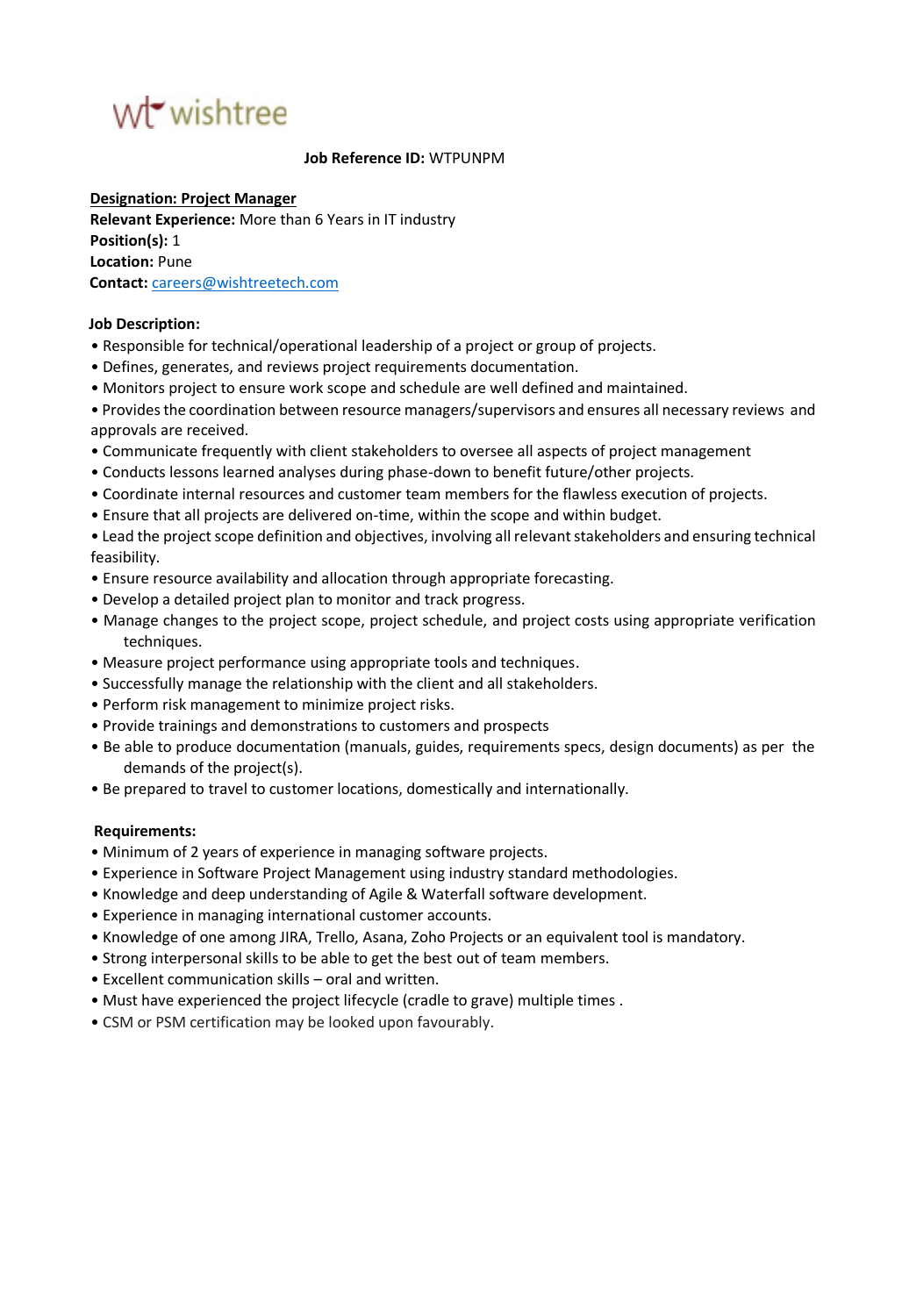wt wishtree

**Job Reference ID:** WTPUNPM

**Designation: Project Manager**
**Relevant Experience:** More than 6 Years in IT industry
**Position(s):** 1
**Location:** Pune
**Contact:** careers@wishtreetech.com

**Job Description:**

- Responsible for technical/operational leadership of a project or group of projects.
- Defines, generates, and reviews project requirements documentation.
- Monitors project to ensure work scope and schedule are well defined and maintained.
- Provides the coordination between resource managers/supervisors and ensures all necessary reviews and approvals are received.
- Communicate frequently with client stakeholders to oversee all aspects of project management
- Conducts lessons learned analyses during phase-down to benefit future/other projects.
- Coordinate internal resources and customer team members for the flawless execution of projects.
- Ensure that all projects are delivered on-time, within the scope and within budget.
- Lead the project scope definition and objectives, involving all relevant stakeholders and ensuring technical feasibility.
- Ensure resource availability and allocation through appropriate forecasting.
- Develop a detailed project plan to monitor and track progress.
- Manage changes to the project scope, project schedule, and project costs using appropriate verification techniques.
- Measure project performance using appropriate tools and techniques.
- Successfully manage the relationship with the client and all stakeholders.
- Perform risk management to minimize project risks.
- Provide trainings and demonstrations to customers and prospects
- Be able to produce documentation (manuals, guides, requirements specs, design documents) as per the demands of the project(s).
- Be prepared to travel to customer locations, domestically and internationally.

**Requirements:**

- Minimum of 2 years of experience in managing software projects.
- Experience in Software Project Management using industry standard methodologies.
- Knowledge and deep understanding of Agile & Waterfall software development.
- Experience in managing international customer accounts.
- Knowledge of one among JIRA, Trello, Asana, Zoho Projects or an equivalent tool is mandatory.
- Strong interpersonal skills to be able to get the best out of team members.
- Excellent communication skills – oral and written.
- Must have experienced the project lifecycle (cradle to grave) multiple times .
- CSM or PSM certification may be looked upon favourably.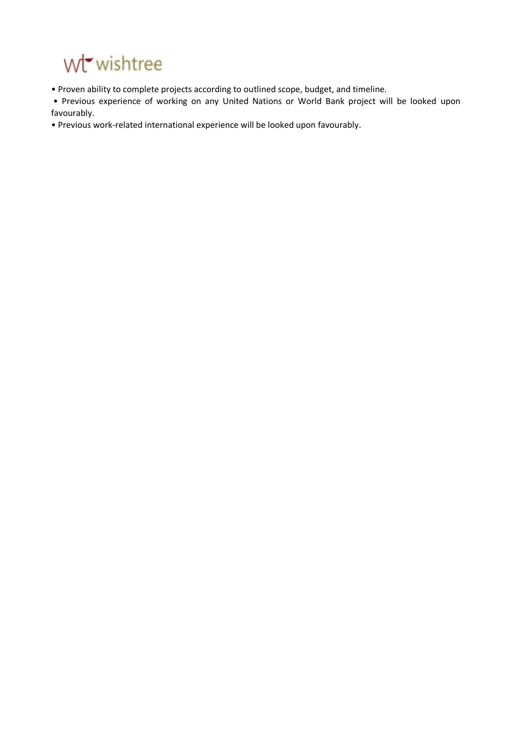- Proven ability to complete projects according to outlined scope, budget, and timeline.
- Previous experience of working on any United Nations or World Bank project will be looked upon favourably.
- Previous work-related international experience will be looked upon favourably.